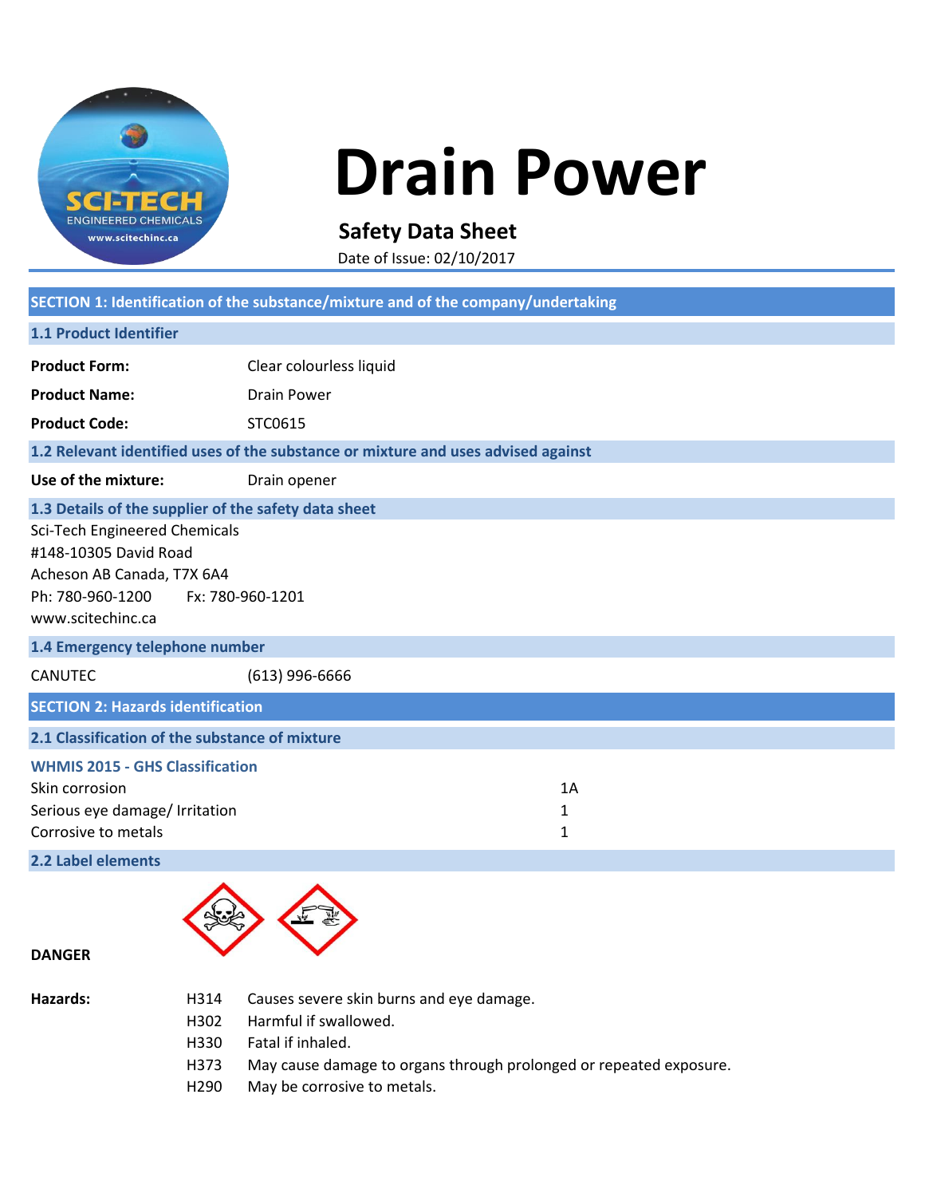# Drain Power

**Safety Data Sheet**

Date of Issue: 02/10/2017

## SECTION 1: Identification of the substance/mixture and of the company/undertaking

### 1.1 Product Identifier

**Product Form:** Clear colourless liquid

**Product Name:** Drain Power

**Product Code:** STC0615

### 1.2 Relevant identified uses of the substance or mixture and uses advised against

**Use of the mixture:** Drain opener

### 1.3 Details of the supplier of the safety data sheet

Sci-Tech Engineered Chemicals
#148-10305 David Road
Acheson AB Canada, T7X 6A4
Ph: 780-960-1200 Fx: 780-960-1201
www.scitechinc.ca

### 1.4 Emergency telephone number

CANUTEC (613) 996-6666

## SECTION 2: Hazards identification

### 2.1 Classification of the substance of mixture

**WHMIS 2015 - GHS Classification**

| | |
|---|---|
| Skin corrosion | 1A |
| Serious eye damage/ Irritation | 1 |
| Corrosive to metals | 1 |

### 2.2 Label elements

**DANGER**

**Hazards:**

| | |
|---|---|
| H314 | Causes severe skin burns and eye damage. |
| H302 | Harmful if swallowed. |
| H330 | Fatal if inhaled. |
| H373 | May cause damage to organs through prolonged or repeated exposure. |
| H290 | May be corrosive to metals. |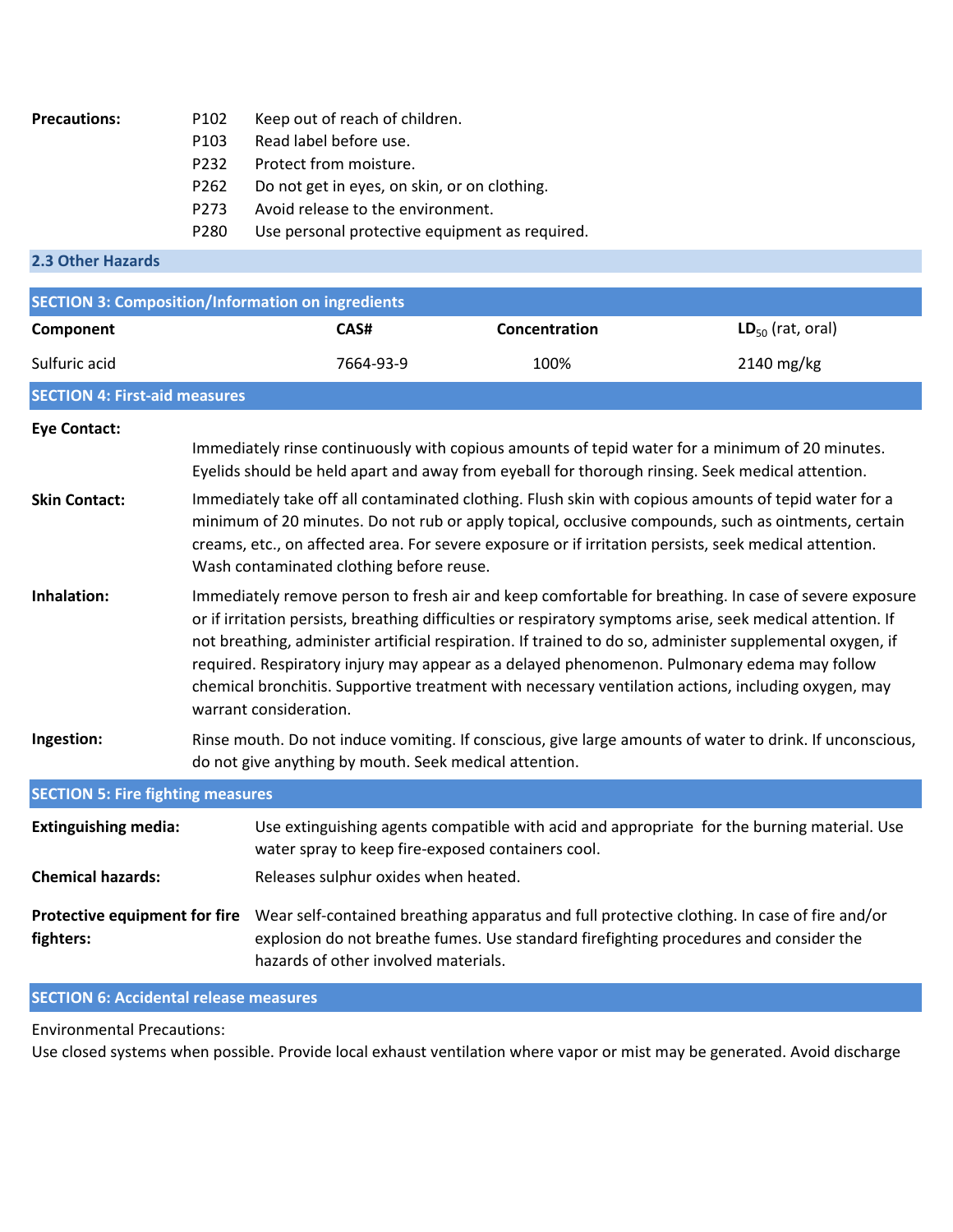**Precautions:**

| | |
|---|---|
| P102 | Keep out of reach of children. |
| P103 | Read label before use. |
| P232 | Protect from moisture. |
| P262 | Do not get in eyes, on skin, or on clothing. |
| P273 | Avoid release to the environment. |
| P280 | Use personal protective equipment as required. |

### 2.3 Other Hazards

## SECTION 3: Composition/Information on ingredients

| Component | CAS# | Concentration | $LD_{50}$ (rat, oral) |
|---|---|---|---|
| Sulfuric acid | 7664-93-9 | 100% | 2140 mg/kg |

## SECTION 4: First-aid measures

**Eye Contact:** Immediately rinse continuously with copious amounts of tepid water for a minimum of 20 minutes. Eyelids should be held apart and away from eyeball for thorough rinsing. Seek medical attention.

**Skin Contact:** Immediately take off all contaminated clothing. Flush skin with copious amounts of tepid water for a minimum of 20 minutes. Do not rub or apply topical, occlusive compounds, such as ointments, certain creams, etc., on affected area. For severe exposure or if irritation persists, seek medical attention. Wash contaminated clothing before reuse.

**Inhalation:** Immediately remove person to fresh air and keep comfortable for breathing. In case of severe exposure or if irritation persists, breathing difficulties or respiratory symptoms arise, seek medical attention. If not breathing, administer artificial respiration. If trained to do so, administer supplemental oxygen, if required. Respiratory injury may appear as a delayed phenomenon. Pulmonary edema may follow chemical bronchitis. Supportive treatment with necessary ventilation actions, including oxygen, may warrant consideration.

**Ingestion:** Rinse mouth. Do not induce vomiting. If conscious, give large amounts of water to drink. If unconscious, do not give anything by mouth. Seek medical attention.

## SECTION 5: Fire fighting measures

**Extinguishing media:** Use extinguishing agents compatible with acid and appropriate for the burning material. Use water spray to keep fire-exposed containers cool.

**Chemical hazards:** Releases sulphur oxides when heated.

**Protective equipment for fire fighters:** Wear self-contained breathing apparatus and full protective clothing. In case of fire and/or explosion do not breathe fumes. Use standard firefighting procedures and consider the hazards of other involved materials.

## SECTION 6: Accidental release measures

Environmental Precautions:

Use closed systems when possible. Provide local exhaust ventilation where vapor or mist may be generated. Avoid discharge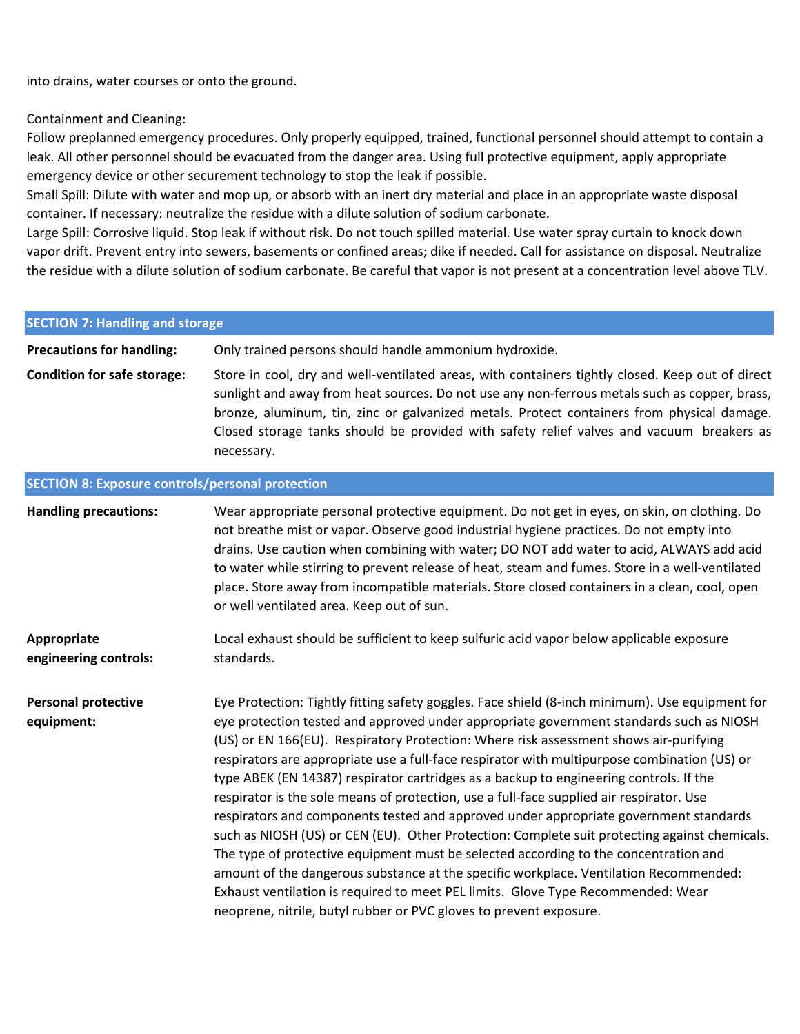into drains, water courses or onto the ground.

Containment and Cleaning:
Follow preplanned emergency procedures. Only properly equipped, trained, functional personnel should attempt to contain a leak. All other personnel should be evacuated from the danger area. Using full protective equipment, apply appropriate emergency device or other securement technology to stop the leak if possible.
Small Spill: Dilute with water and mop up, or absorb with an inert dry material and place in an appropriate waste disposal container. If necessary: neutralize the residue with a dilute solution of sodium carbonate.
Large Spill: Corrosive liquid. Stop leak if without risk. Do not touch spilled material. Use water spray curtain to knock down vapor drift. Prevent entry into sewers, basements or confined areas; dike if needed. Call for assistance on disposal. Neutralize the residue with a dilute solution of sodium carbonate. Be careful that vapor is not present at a concentration level above TLV.

## SECTION 7: Handling and storage

**Precautions for handling:** Only trained persons should handle ammonium hydroxide.

**Condition for safe storage:** Store in cool, dry and well-ventilated areas, with containers tightly closed. Keep out of direct sunlight and away from heat sources. Do not use any non-ferrous metals such as copper, brass, bronze, aluminum, tin, zinc or galvanized metals. Protect containers from physical damage. Closed storage tanks should be provided with safety relief valves and vacuum breakers as necessary.

## SECTION 8: Exposure controls/personal protection

**Handling precautions:** Wear appropriate personal protective equipment. Do not get in eyes, on skin, on clothing. Do not breathe mist or vapor. Observe good industrial hygiene practices. Do not empty into drains. Use caution when combining with water; DO NOT add water to acid, ALWAYS add acid to water while stirring to prevent release of heat, steam and fumes. Store in a well-ventilated place. Store away from incompatible materials. Store closed containers in a clean, cool, open or well ventilated area. Keep out of sun.

**Appropriate engineering controls:** Local exhaust should be sufficient to keep sulfuric acid vapor below applicable exposure standards.

**Personal protective equipment:** Eye Protection: Tightly fitting safety goggles. Face shield (8-inch minimum). Use equipment for eye protection tested and approved under appropriate government standards such as NIOSH (US) or EN 166(EU). Respiratory Protection: Where risk assessment shows air-purifying respirators are appropriate use a full-face respirator with multipurpose combination (US) or type ABEK (EN 14387) respirator cartridges as a backup to engineering controls. If the respirator is the sole means of protection, use a full-face supplied air respirator. Use respirators and components tested and approved under appropriate government standards such as NIOSH (US) or CEN (EU). Other Protection: Complete suit protecting against chemicals. The type of protective equipment must be selected according to the concentration and amount of the dangerous substance at the specific workplace. Ventilation Recommended: Exhaust ventilation is required to meet PEL limits. Glove Type Recommended: Wear neoprene, nitrile, butyl rubber or PVC gloves to prevent exposure.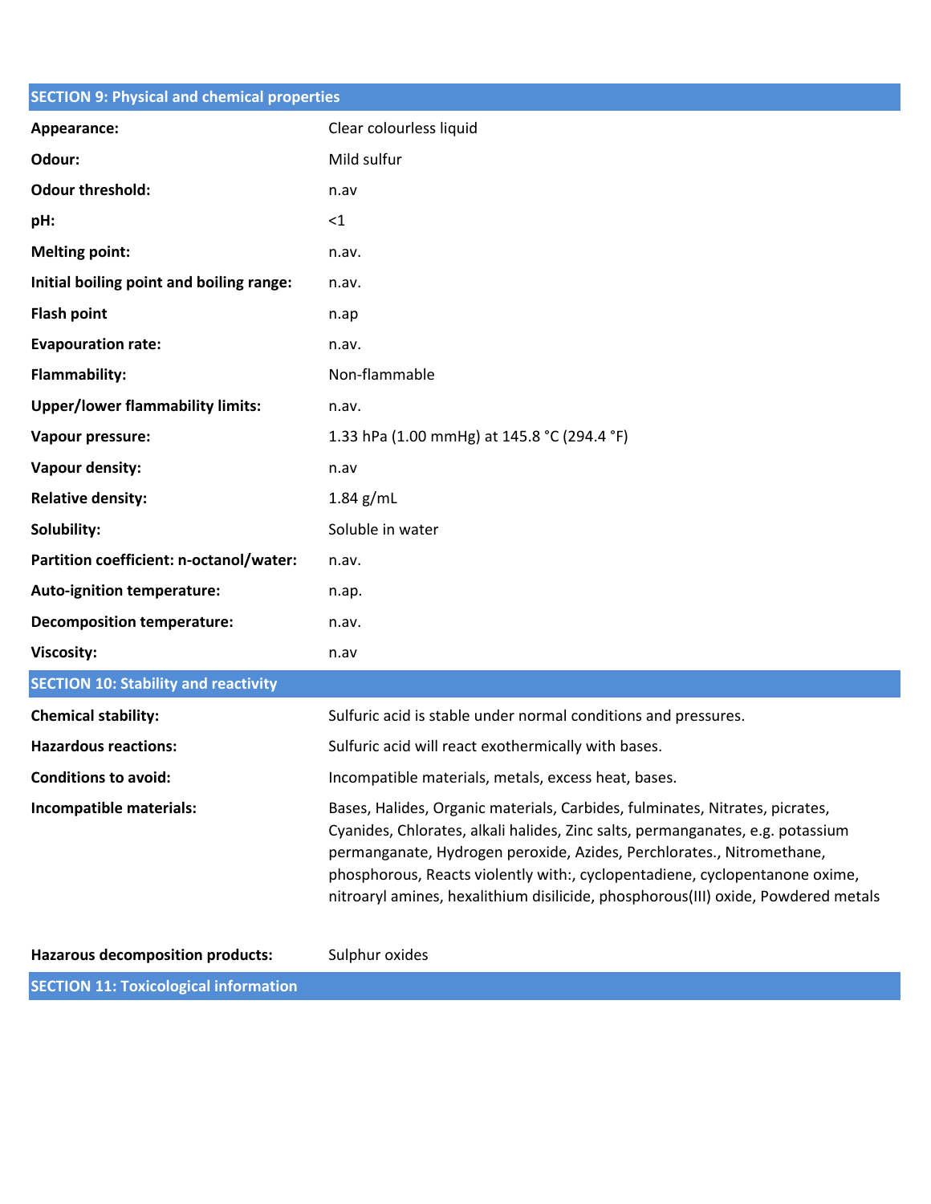## SECTION 9: Physical and chemical properties

| | |
|---|---|
| **Appearance:** | Clear colourless liquid |
| **Odour:** | Mild sulfur |
| **Odour threshold:** | n.av |
| **pH:** | <1 |
| **Melting point:** | n.av. |
| **Initial boiling point and boiling range:** | n.av. |
| **Flash point** | n.ap |
| **Evapouration rate:** | n.av. |
| **Flammability:** | Non-flammable |
| **Upper/lower flammability limits:** | n.av. |
| **Vapour pressure:** | 1.33 hPa (1.00 mmHg) at 145.8 °C (294.4 °F) |
| **Vapour density:** | n.av |
| **Relative density:** | 1.84 g/mL |
| **Solubility:** | Soluble in water |
| **Partition coefficient: n-octanol/water:** | n.av. |
| **Auto-ignition temperature:** | n.ap. |
| **Decomposition temperature:** | n.av. |
| **Viscosity:** | n.av |

## SECTION 10: Stability and reactivity

| | |
|---|---|
| **Chemical stability:** | Sulfuric acid is stable under normal conditions and pressures. |
| **Hazardous reactions:** | Sulfuric acid will react exothermically with bases. |
| **Conditions to avoid:** | Incompatible materials, metals, excess heat, bases. |
| **Incompatible materials:** | Bases, Halides, Organic materials, Carbides, fulminates, Nitrates, picrates, Cyanides, Chlorates, alkali halides, Zinc salts, permanganates, e.g. potassium permanganate, Hydrogen peroxide, Azides, Perchlorates., Nitromethane, phosphorous, Reacts violently with:, cyclopentadiene, cyclopentanone oxime, nitroaryl amines, hexalithium disilicide, phosphorous(III) oxide, Powdered metals |
| **Hazarous decomposition products:** | Sulphur oxides |

## SECTION 11: Toxicological information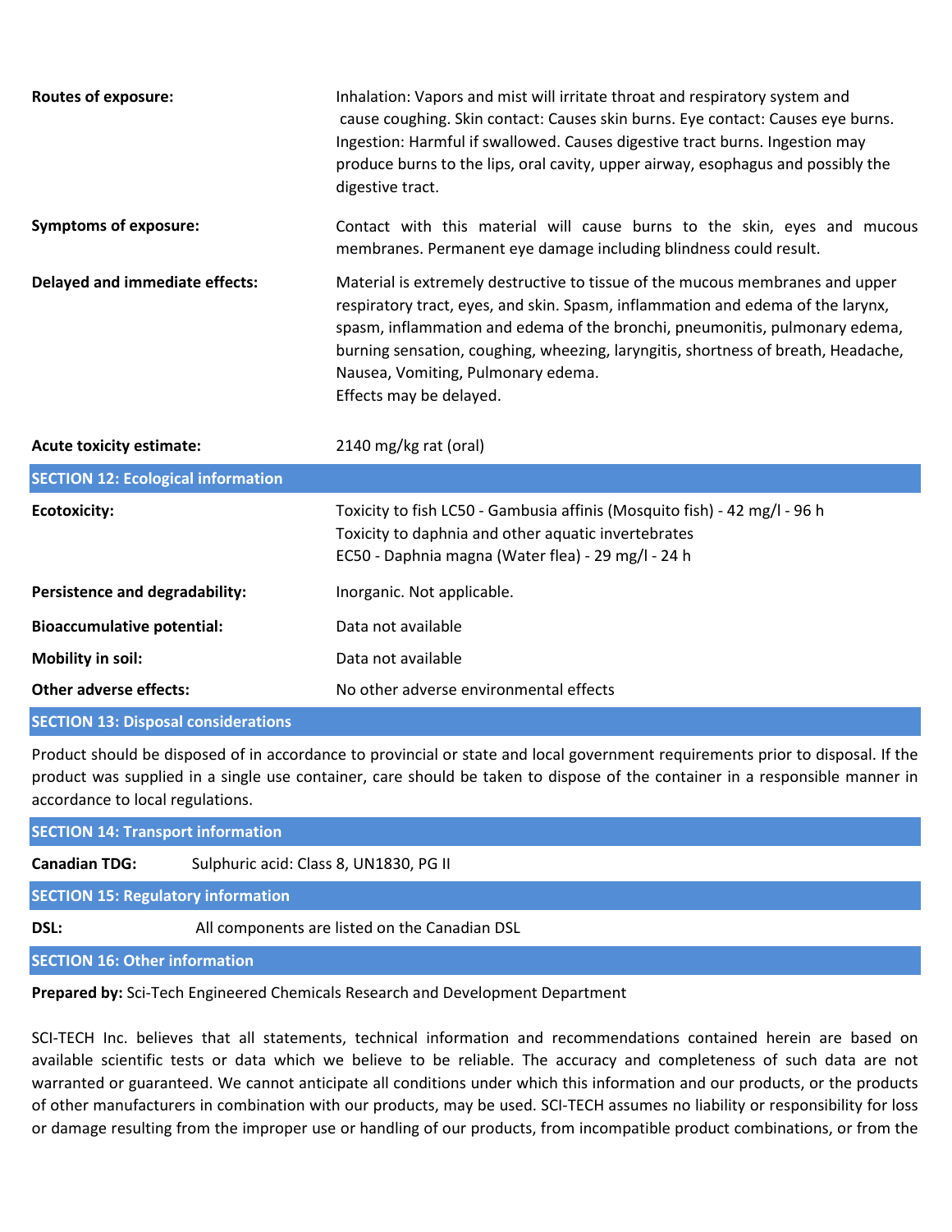**Routes of exposure:** Inhalation: Vapors and mist will irritate throat and respiratory system and cause coughing. Skin contact: Causes skin burns. Eye contact: Causes eye burns. Ingestion: Harmful if swallowed. Causes digestive tract burns. Ingestion may produce burns to the lips, oral cavity, upper airway, esophagus and possibly the digestive tract.

**Symptoms of exposure:** Contact with this material will cause burns to the skin, eyes and mucous membranes. Permanent eye damage including blindness could result.

**Delayed and immediate effects:** Material is extremely destructive to tissue of the mucous membranes and upper respiratory tract, eyes, and skin. Spasm, inflammation and edema of the larynx, spasm, inflammation and edema of the bronchi, pneumonitis, pulmonary edema, burning sensation, coughing, wheezing, laryngitis, shortness of breath, Headache, Nausea, Vomiting, Pulmonary edema.
Effects may be delayed.

**Acute toxicity estimate:** 2140 mg/kg rat (oral)

## SECTION 12: Ecological information

**Ecotoxicity:** Toxicity to fish LC50 - Gambusia affinis (Mosquito fish) - 42 mg/l - 96 h
Toxicity to daphnia and other aquatic invertebrates
EC50 - Daphnia magna (Water flea) - 29 mg/l - 24 h

**Persistence and degradability:** Inorganic. Not applicable.

**Bioaccumulative potential:** Data not available

**Mobility in soil:** Data not available

**Other adverse effects:** No other adverse environmental effects

## SECTION 13: Disposal considerations

Product should be disposed of in accordance to provincial or state and local government requirements prior to disposal. If the product was supplied in a single use container, care should be taken to dispose of the container in a responsible manner in accordance to local regulations.

## SECTION 14: Transport information

**Canadian TDG:** Sulphuric acid: Class 8, UN1830, PG II

## SECTION 15: Regulatory information

**DSL:** All components are listed on the Canadian DSL

## SECTION 16: Other information

**Prepared by:** Sci-Tech Engineered Chemicals Research and Development Department

SCI-TECH Inc. believes that all statements, technical information and recommendations contained herein are based on available scientific tests or data which we believe to be reliable. The accuracy and completeness of such data are not warranted or guaranteed. We cannot anticipate all conditions under which this information and our products, or the products of other manufacturers in combination with our products, may be used. SCI-TECH assumes no liability or responsibility for loss or damage resulting from the improper use or handling of our products, from incompatible product combinations, or from the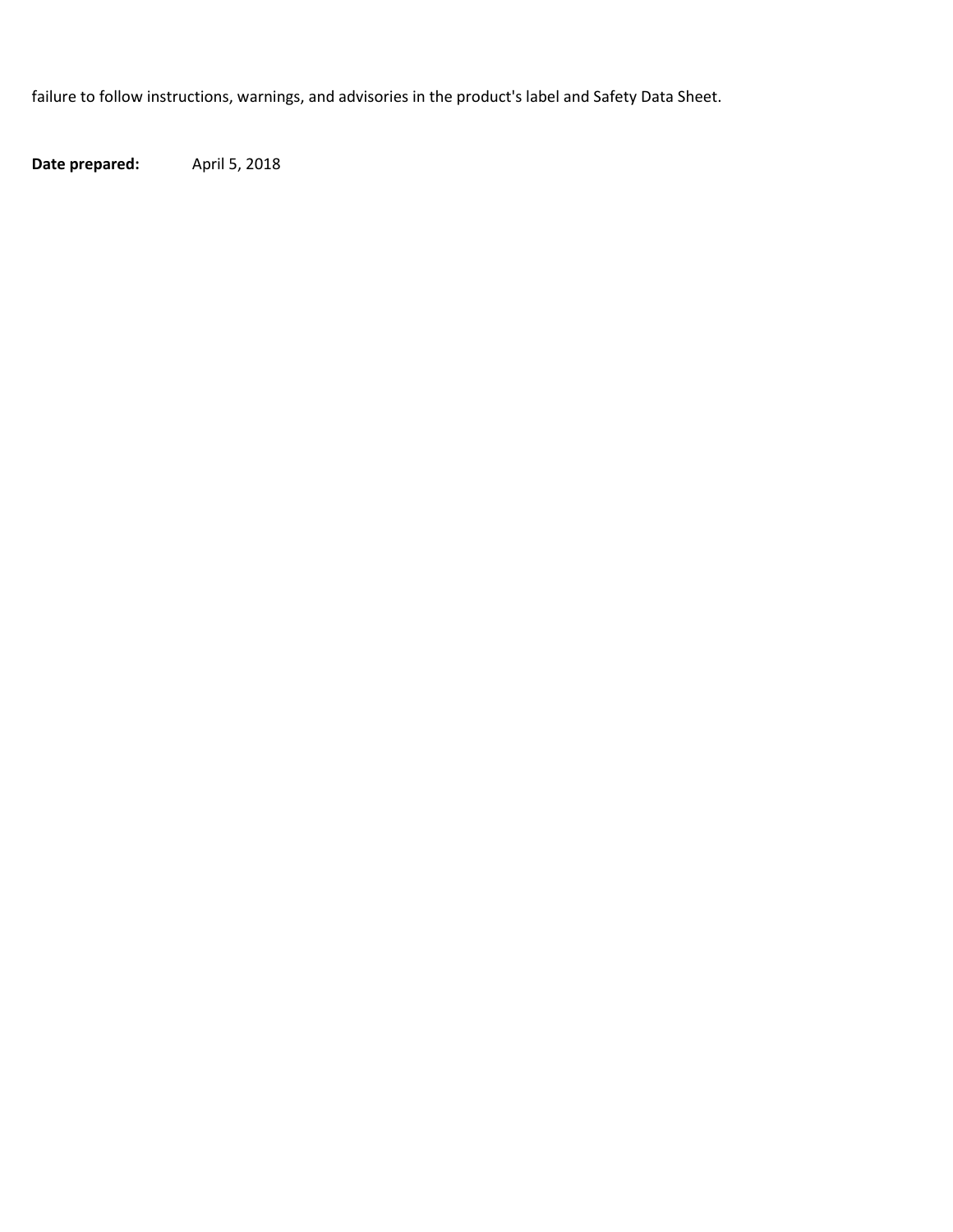failure to follow instructions, warnings, and advisories in the product's label and Safety Data Sheet.

**Date prepared:** April 5, 2018